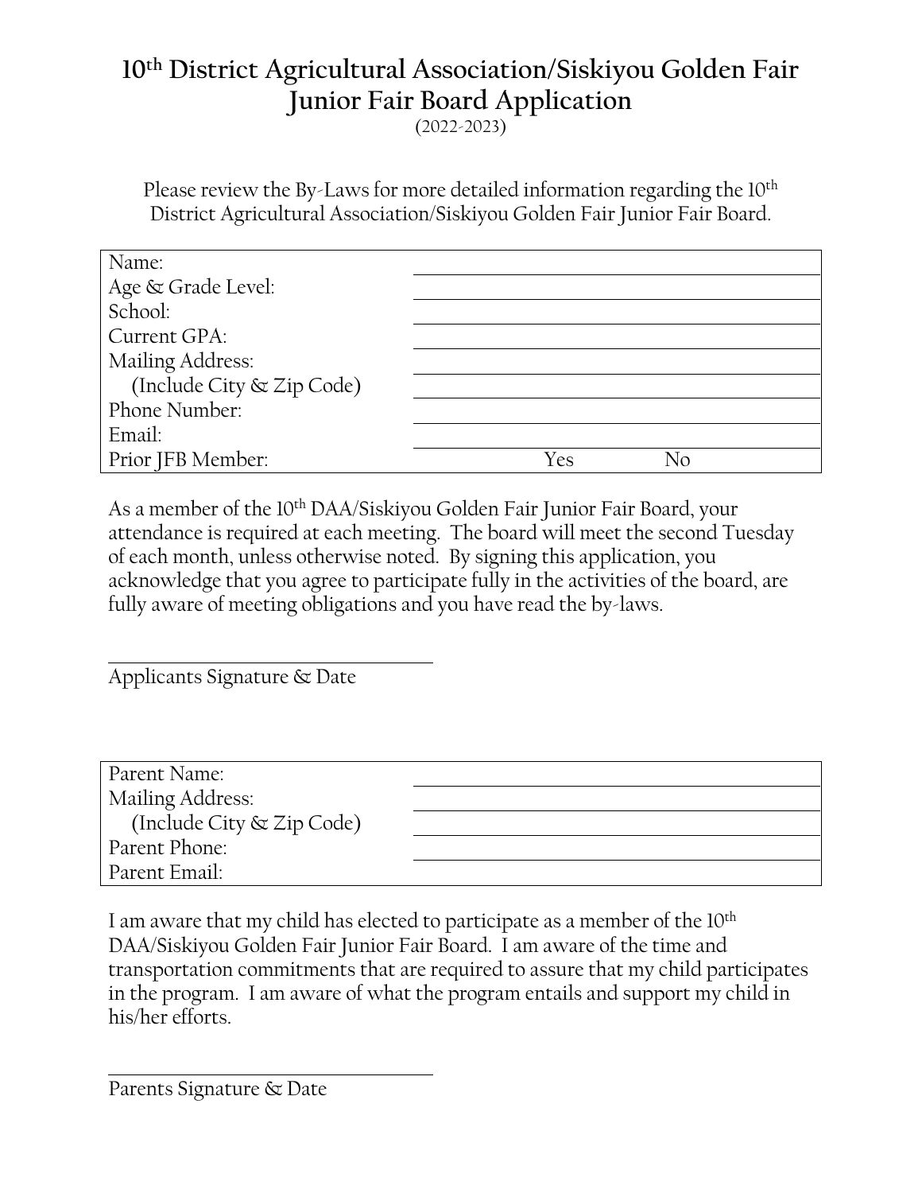# 10th District Agricultural Association/Siskiyou Golden Fair Junior Fair Board Application

(2022-2023)

Please review the By-Laws for more detailed information regarding the 10th District Agricultural Association/Siskiyou Golden Fair Junior Fair Board.

| | |
|---|---|
| Name: | |
| Age & Grade Level: | |
| School: | |
| Current GPA: | |
| Mailing Address: (Include City & Zip Code) | |
| Phone Number: | |
| Email: | |
| Prior JFB Member: | Yes No |

As a member of the 10th DAA/Siskiyou Golden Fair Junior Fair Board, your attendance is required at each meeting. The board will meet the second Tuesday of each month, unless otherwise noted. By signing this application, you acknowledge that you agree to participate fully in the activities of the board, are fully aware of meeting obligations and you have read the by-laws.

\_\_\_\_\_\_\_\_\_\_\_\_\_\_\_\_\_\_\_\_\_\_\_\_\_\_\_\_\_\_

Applicants Signature & Date

| | |
|---|---|
| Parent Name: | |
| Mailing Address: (Include City & Zip Code) | |
| Parent Phone: | |
| Parent Email: | |

I am aware that my child has elected to participate as a member of the 10th DAA/Siskiyou Golden Fair Junior Fair Board. I am aware of the time and transportation commitments that are required to assure that my child participates in the program. I am aware of what the program entails and support my child in his/her efforts.

\_\_\_\_\_\_\_\_\_\_\_\_\_\_\_\_\_\_\_\_\_\_\_\_\_\_\_\_\_\_

Parents Signature & Date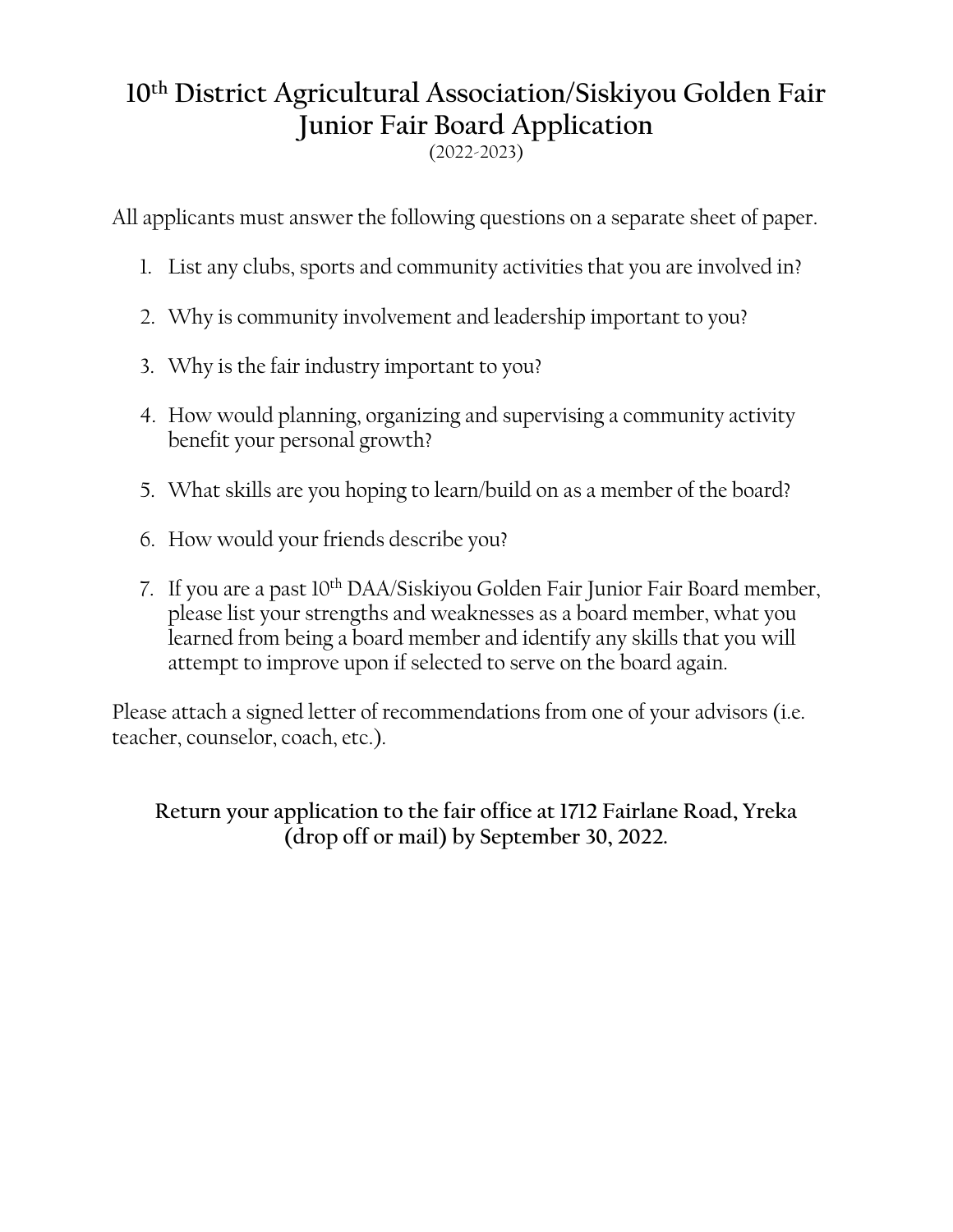# 10th District Agricultural Association/Siskiyou Golden Fair Junior Fair Board Application

(2022-2023)

All applicants must answer the following questions on a separate sheet of paper.

1. List any clubs, sports and community activities that you are involved in?
2. Why is community involvement and leadership important to you?
3. Why is the fair industry important to you?
4. How would planning, organizing and supervising a community activity benefit your personal growth?
5. What skills are you hoping to learn/build on as a member of the board?
6. How would your friends describe you?
7. If you are a past 10th DAA/Siskiyou Golden Fair Junior Fair Board member, please list your strengths and weaknesses as a board member, what you learned from being a board member and identify any skills that you will attempt to improve upon if selected to serve on the board again.

Please attach a signed letter of recommendations from one of your advisors (i.e. teacher, counselor, coach, etc.).

**Return your application to the fair office at 1712 Fairlane Road, Yreka (drop off or mail) by September 30, 2022.**